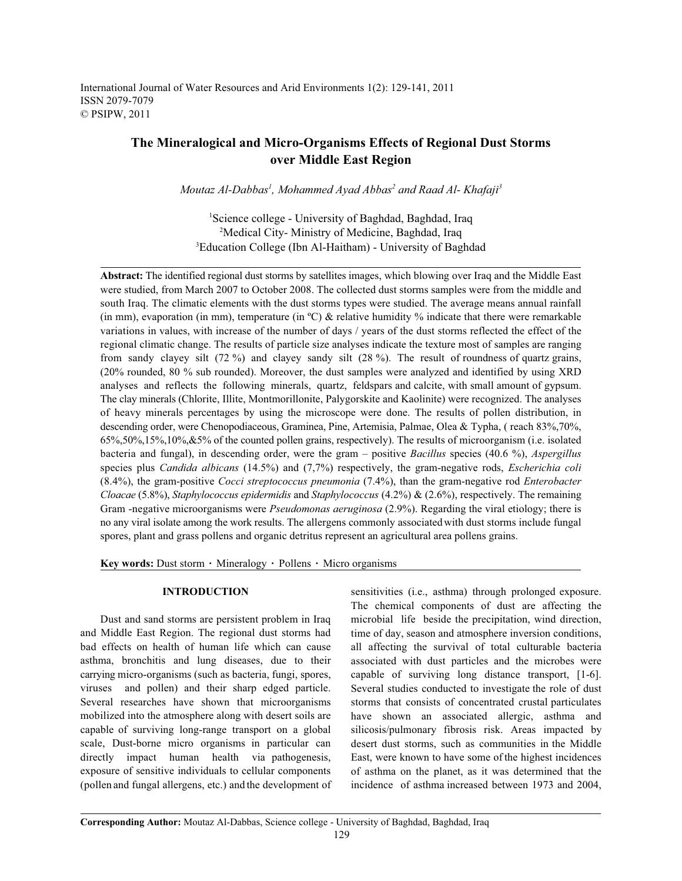# The Mineralogical and Micro-Organisms Effects of Regional Dust Storms over Middle East Region

*Moutaz Al-Dabbas[1], Mohammed Ayad Abbas[2] and Raad Al- Khafaji[3]*

[1]Science college - University of Baghdad, Baghdad, Iraq
[2]Medical City- Ministry of Medicine, Baghdad, Iraq
[3]Education College (Ibn Al-Haitham) - University of Baghdad

**Abstract:** The identified regional dust storms by satellites images, which blowing over Iraq and the Middle East were studied, from March 2007 to October 2008. The collected dust storms samples were from the middle and south Iraq. The climatic elements with the dust storms types were studied. The average means annual rainfall (in mm), evaporation (in mm), temperature (in ºC) & relative humidity % indicate that there were remarkable variations in values, with increase of the number of days / years of the dust storms reflected the effect of the regional climatic change. The results of particle size analyses indicate the texture most of samples are ranging from sandy clayey silt (72 %) and clayey sandy silt (28 %). The result of roundness of quartz grains, (20% rounded, 80 % sub rounded). Moreover, the dust samples were analyzed and identified by using XRD analyses and reflects the following minerals, quartz, feldspars and calcite, with small amount of gypsum. The clay minerals (Chlorite, Illite, Montmorillonite, Palygorskite and Kaolinite) were recognized. The analyses of heavy minerals percentages by using the microscope were done. The results of pollen distribution, in descending order, were Chenopodiaceous, Graminea, Pine, Artemisia, Palmae, Olea & Typha, ( reach 83%,70%, 65%,50%,15%,10%,&5% of the counted pollen grains, respectively). The results of microorganism (i.e. isolated bacteria and fungal), in descending order, were the gram – positive *Bacillus* species (40.6 %), *Aspergillus* species plus *Candida albicans* (14.5%) and (7,7%) respectively, the gram-negative rods, *Escherichia coli* (8.4%), the gram-positive *Cocci streptococcus pneumonia* (7.4%), than the gram-negative rod *Enterobacter Cloacae* (5.8%), *Staphylococcus epidermidis* and *Staphylococcus* (4.2%) & (2.6%), respectively. The remaining Gram -negative microorganisms were *Pseudomonas aeruginosa* (2.9%). Regarding the viral etiology; there is no any viral isolate among the work results. The allergens commonly associated with dust storms include fungal spores, plant and grass pollens and organic detritus represent an agricultural area pollens grains.

**Key words:** Dust storm · Mineralogy · Pollens · Micro organisms

## INTRODUCTION

Dust and sand storms are persistent problem in Iraq and Middle East Region. The regional dust storms had bad effects on health of human life which can cause asthma, bronchitis and lung diseases, due to their carrying micro-organisms (such as bacteria, fungi, spores, viruses and pollen) and their sharp edged particle. Several researches have shown that microorganisms mobilized into the atmosphere along with desert soils are capable of surviving long-range transport on a global scale, Dust-borne micro organisms in particular can directly impact human health via pathogenesis, exposure of sensitive individuals to cellular components (pollen and fungal allergens, etc.) and the development of sensitivities (i.e., asthma) through prolonged exposure. The chemical components of dust are affecting the microbial life beside the precipitation, wind direction, time of day, season and atmosphere inversion conditions, all affecting the survival of total culturable bacteria associated with dust particles and the microbes were capable of surviving long distance transport, [1-6]. Several studies conducted to investigate the role of dust storms that consists of concentrated crustal particulates have shown an associated allergic, asthma and silicosis/pulmonary fibrosis risk. Areas impacted by desert dust storms, such as communities in the Middle East, were known to have some of the highest incidences of asthma on the planet, as it was determined that the incidence of asthma increased between 1973 and 2004,

**Corresponding Author:** Moutaz Al-Dabbas, Science college - University of Baghdad, Baghdad, Iraq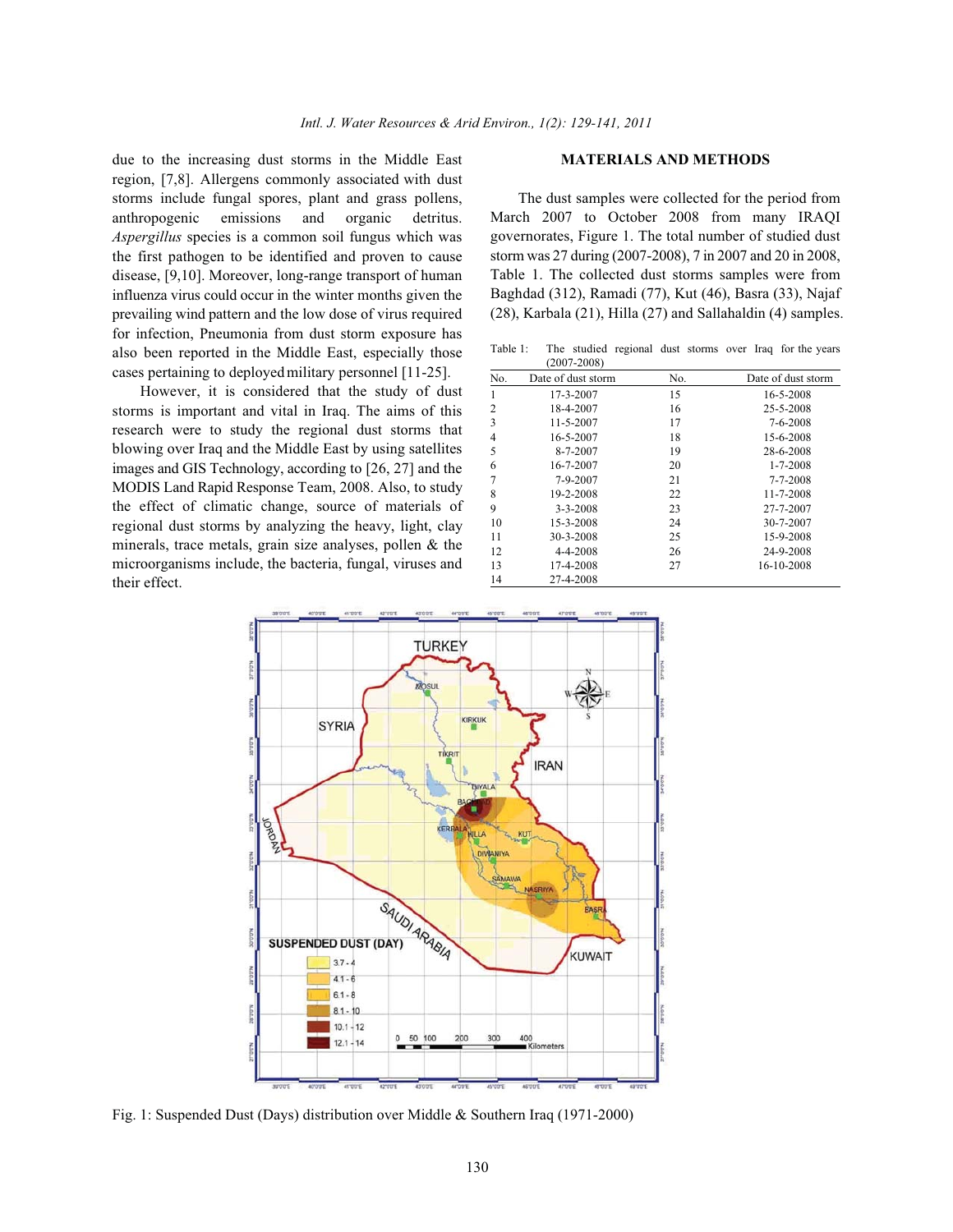due to the increasing dust storms in the Middle East region, [7,8]. Allergens commonly associated with dust storms include fungal spores, plant and grass pollens, anthropogenic emissions and organic detritus. *Aspergillus* species is a common soil fungus which was the first pathogen to be identified and proven to cause disease, [9,10]. Moreover, long-range transport of human influenza virus could occur in the winter months given the prevailing wind pattern and the low dose of virus required for infection, Pneumonia from dust storm exposure has also been reported in the Middle East, especially those cases pertaining to deployed military personnel [11-25].

However, it is considered that the study of dust storms is important and vital in Iraq. The aims of this research were to study the regional dust storms that blowing over Iraq and the Middle East by using satellites images and GIS Technology, according to [26, 27] and the MODIS Land Rapid Response Team, 2008. Also, to study the effect of climatic change, source of materials of regional dust storms by analyzing the heavy, light, clay minerals, trace metals, grain size analyses, pollen & the microorganisms include, the bacteria, fungal, viruses and their effect.

## MATERIALS AND METHODS

The dust samples were collected for the period from March 2007 to October 2008 from many IRAQI governorates, Figure 1. The total number of studied dust storm was 27 during (2007-2008), 7 in 2007 and 20 in 2008, Table 1. The collected dust storms samples were from Baghdad (312), Ramadi (77), Kut (46), Basra (33), Najaf (28), Karbala (21), Hilla (27) and Sallahaldin (4) samples.

Table 1: The studied regional dust storms over Iraq for the years (2007-2008)

| No. | Date of dust storm | No. | Date of dust storm |
|---|---|---|---|
| 1 | 17-3-2007 | 15 | 16-5-2008 |
| 2 | 18-4-2007 | 16 | 25-5-2008 |
| 3 | 11-5-2007 | 17 | 7-6-2008 |
| 4 | 16-5-2007 | 18 | 15-6-2008 |
| 5 | 8-7-2007 | 19 | 28-6-2008 |
| 6 | 16-7-2007 | 20 | 1-7-2008 |
| 7 | 7-9-2007 | 21 | 7-7-2008 |
| 8 | 19-2-2008 | 22 | 11-7-2008 |
| 9 | 3-3-2008 | 23 | 27-7-2007 |
| 10 | 15-3-2008 | 24 | 30-7-2007 |
| 11 | 30-3-2008 | 25 | 15-9-2008 |
| 12 | 4-4-2008 | 26 | 24-9-2008 |
| 13 | 17-4-2008 | 27 | 16-10-2008 |
| 14 | 27-4-2008 | | |

Fig. 1: Suspended Dust (Days) distribution over Middle & Southern Iraq (1971-2000)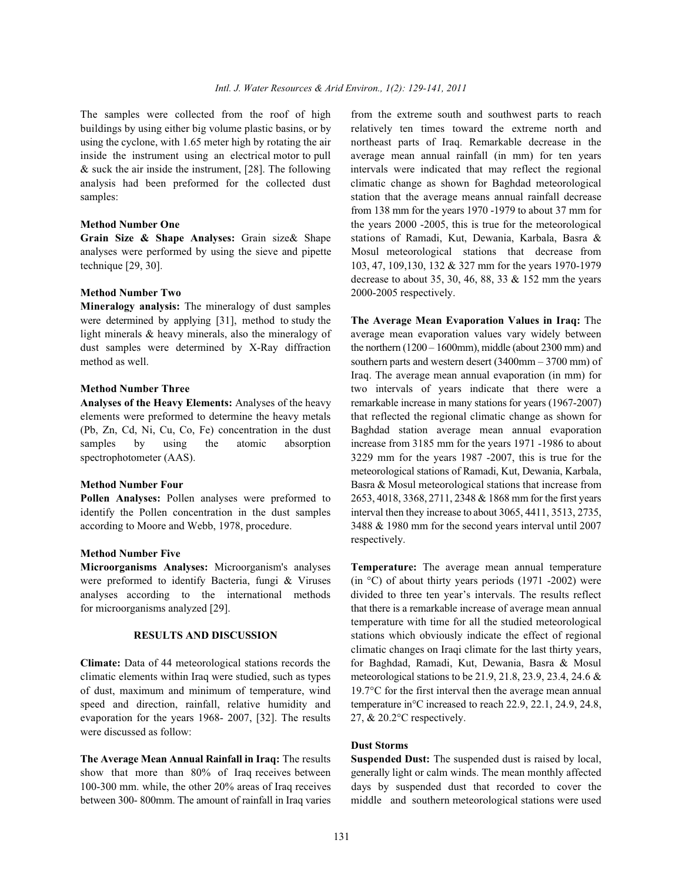The samples were collected from the roof of high buildings by using either big volume plastic basins, or by using the cyclone, with 1.65 meter high by rotating the air inside the instrument using an electrical motor to pull & suck the air inside the instrument, [28]. The following analysis had been preformed for the collected dust samples:

**Method Number One**

**Grain Size & Shape Analyses:** Grain size& Shape analyses were performed by using the sieve and pipette technique [29, 30].

**Method Number Two**

**Mineralogy analysis:** The mineralogy of dust samples were determined by applying [31], method to study the light minerals & heavy minerals, also the mineralogy of dust samples were determined by X-Ray diffraction method as well.

**Method Number Three**

**Analyses of the Heavy Elements:** Analyses of the heavy elements were preformed to determine the heavy metals (Pb, Zn, Cd, Ni, Cu, Co, Fe) concentration in the dust samples by using the atomic absorption spectrophotometer (AAS).

**Method Number Four**

**Pollen Analyses:** Pollen analyses were preformed to identify the Pollen concentration in the dust samples according to Moore and Webb, 1978, procedure.

**Method Number Five**

**Microorganisms Analyses:** Microorganism's analyses were preformed to identify Bacteria, fungi & Viruses analyses according to the international methods for microorganisms analyzed [29].

## RESULTS AND DISCUSSION

**Climate:** Data of 44 meteorological stations records the climatic elements within Iraq were studied, such as types of dust, maximum and minimum of temperature, wind speed and direction, rainfall, relative humidity and evaporation for the years 1968- 2007, [32]. The results were discussed as follow:

**The Average Mean Annual Rainfall in Iraq:** The results show that more than 80% of Iraq receives between 100-300 mm. while, the other 20% areas of Iraq receives between 300- 800mm. The amount of rainfall in Iraq varies from the extreme south and southwest parts to reach relatively ten times toward the extreme north and northeast parts of Iraq. Remarkable decrease in the average mean annual rainfall (in mm) for ten years intervals were indicated that may reflect the regional climatic change as shown for Baghdad meteorological station that the average means annual rainfall decrease from 138 mm for the years 1970 -1979 to about 37 mm for the years 2000 -2005, this is true for the meteorological stations of Ramadi, Kut, Dewania, Karbala, Basra & Mosul meteorological stations that decrease from 103, 47, 109,130, 132 & 327 mm for the years 1970-1979 decrease to about 35, 30, 46, 88, 33 & 152 mm the years 2000-2005 respectively.

**The Average Mean Evaporation Values in Iraq:** The average mean evaporation values vary widely between the northern (1200 – 1600mm), middle (about 2300 mm) and southern parts and western desert (3400mm – 3700 mm) of Iraq. The average mean annual evaporation (in mm) for two intervals of years indicate that there were a remarkable increase in many stations for years (1967-2007) that reflected the regional climatic change as shown for Baghdad station average mean annual evaporation increase from 3185 mm for the years 1971 -1986 to about 3229 mm for the years 1987 -2007, this is true for the meteorological stations of Ramadi, Kut, Dewania, Karbala, Basra & Mosul meteorological stations that increase from 2653, 4018, 3368, 2711, 2348 & 1868 mm for the first years interval then they increase to about 3065, 4411, 3513, 2735, 3488 & 1980 mm for the second years interval until 2007 respectively.

**Temperature:** The average mean annual temperature (in °C) of about thirty years periods (1971 -2002) were divided to three ten year's intervals. The results reflect that there is a remarkable increase of average mean annual temperature with time for all the studied meteorological stations which obviously indicate the effect of regional climatic changes on Iraqi climate for the last thirty years, for Baghdad, Ramadi, Kut, Dewania, Basra & Mosul meteorological stations to be 21.9, 21.8, 23.9, 23.4, 24.6 & 19.7°C for the first interval then the average mean annual temperature in°C increased to reach 22.9, 22.1, 24.9, 24.8, 27, & 20.2°C respectively.

### Dust Storms

**Suspended Dust:** The suspended dust is raised by local, generally light or calm winds. The mean monthly affected days by suspended dust that recorded to cover the middle and southern meteorological stations were used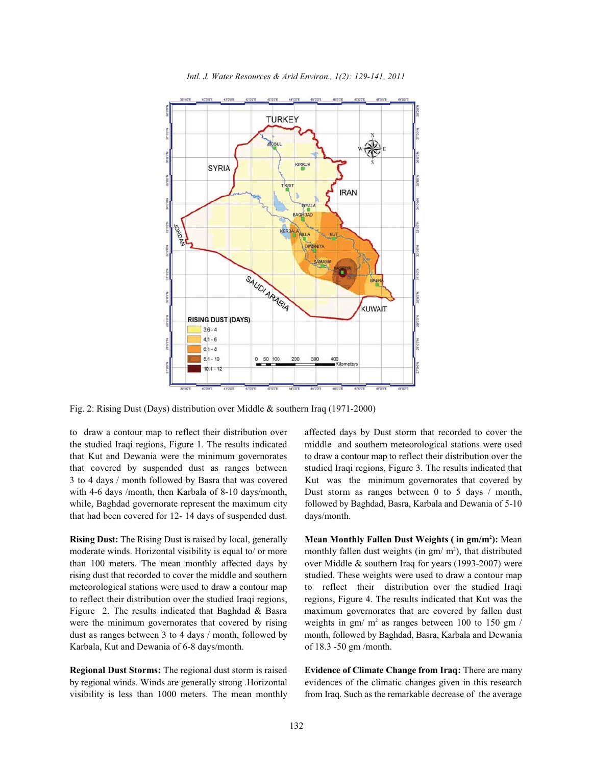Fig. 2: Rising Dust (Days) distribution over Middle & southern Iraq (1971-2000)

to draw a contour map to reflect their distribution over the studied Iraqi regions, Figure 1. The results indicated that Kut and Dewania were the minimum governorates that covered by suspended dust as ranges between 3 to 4 days / month followed by Basra that was covered with 4-6 days /month, then Karbala of 8-10 days/month, while, Baghdad governorate represent the maximum city that had been covered for 12- 14 days of suspended dust.

**Rising Dust:** The Rising Dust is raised by local, generally moderate winds. Horizontal visibility is equal to/ or more than 100 meters. The mean monthly affected days by rising dust that recorded to cover the middle and southern meteorological stations were used to draw a contour map to reflect their distribution over the studied Iraqi regions, Figure 2. The results indicated that Baghdad & Basra were the minimum governorates that covered by rising dust as ranges between 3 to 4 days / month, followed by Karbala, Kut and Dewania of 6-8 days/month.

**Regional Dust Storms:** The regional dust storm is raised by regional winds. Winds are generally strong .Horizontal visibility is less than 1000 meters. The mean monthly affected days by Dust storm that recorded to cover the middle and southern meteorological stations were used to draw a contour map to reflect their distribution over the studied Iraqi regions, Figure 3. The results indicated that Kut was the minimum governorates that covered by Dust storm as ranges between 0 to 5 days / month, followed by Baghdad, Basra, Karbala and Dewania of 5-10 days/month.

**Mean Monthly Fallen Dust Weights ( in gm/m$^2$):** Mean monthly fallen dust weights (in gm/ m$^2$), that distributed over Middle & southern Iraq for years (1993-2007) were studied. These weights were used to draw a contour map to reflect their distribution over the studied Iraqi regions, Figure 4. The results indicated that Kut was the maximum governorates that are covered by fallen dust weights in gm/ m$^2$ as ranges between 100 to 150 gm / month, followed by Baghdad, Basra, Karbala and Dewania of 18.3 -50 gm /month.

**Evidence of Climate Change from Iraq:** There are many evidences of the climatic changes given in this research from Iraq. Such as the remarkable decrease of the average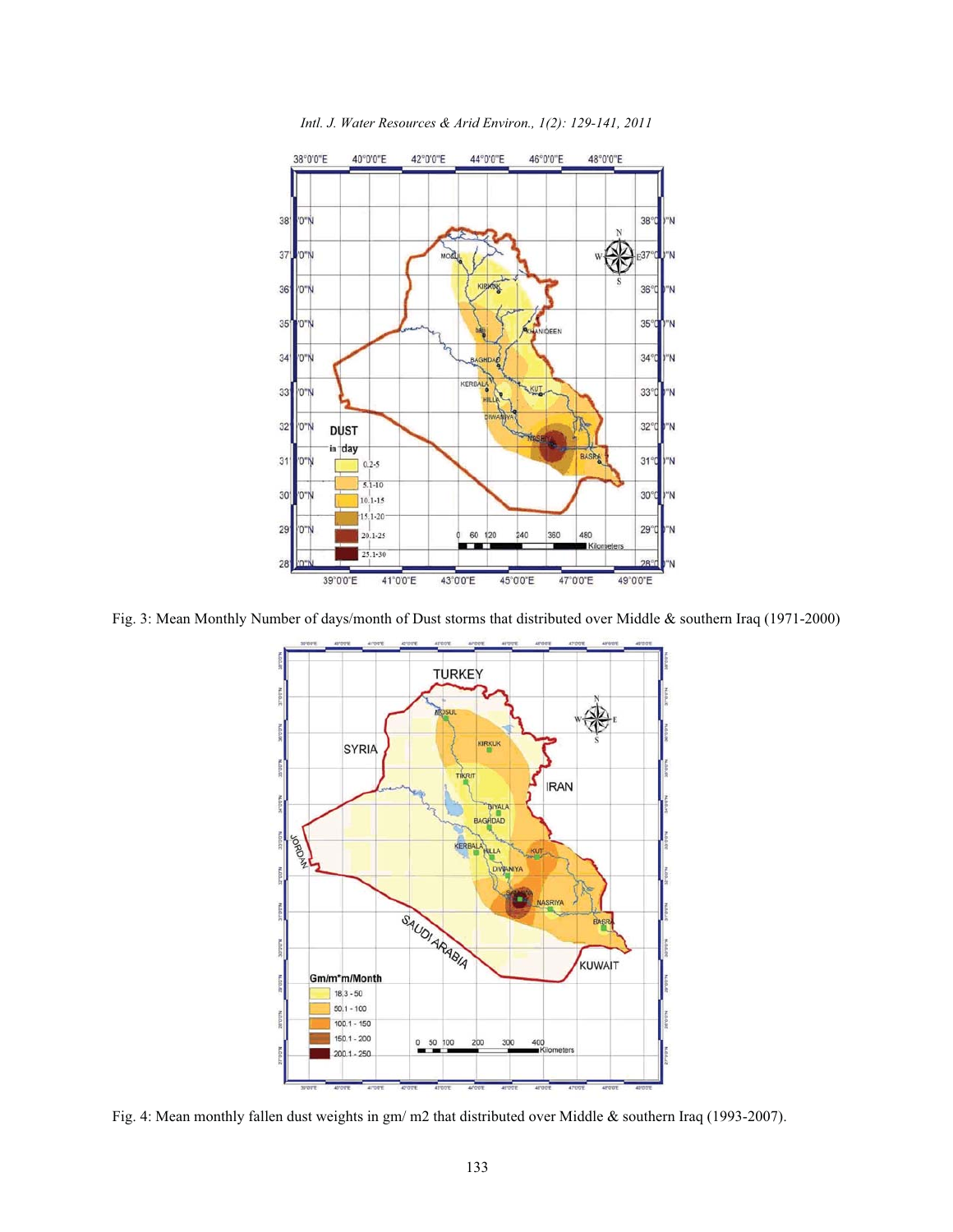Fig. 3: Mean Monthly Number of days/month of Dust storms that distributed over Middle & southern Iraq (1971-2000)

Fig. 4: Mean monthly fallen dust weights in gm/ m2 that distributed over Middle & southern Iraq (1993-2007).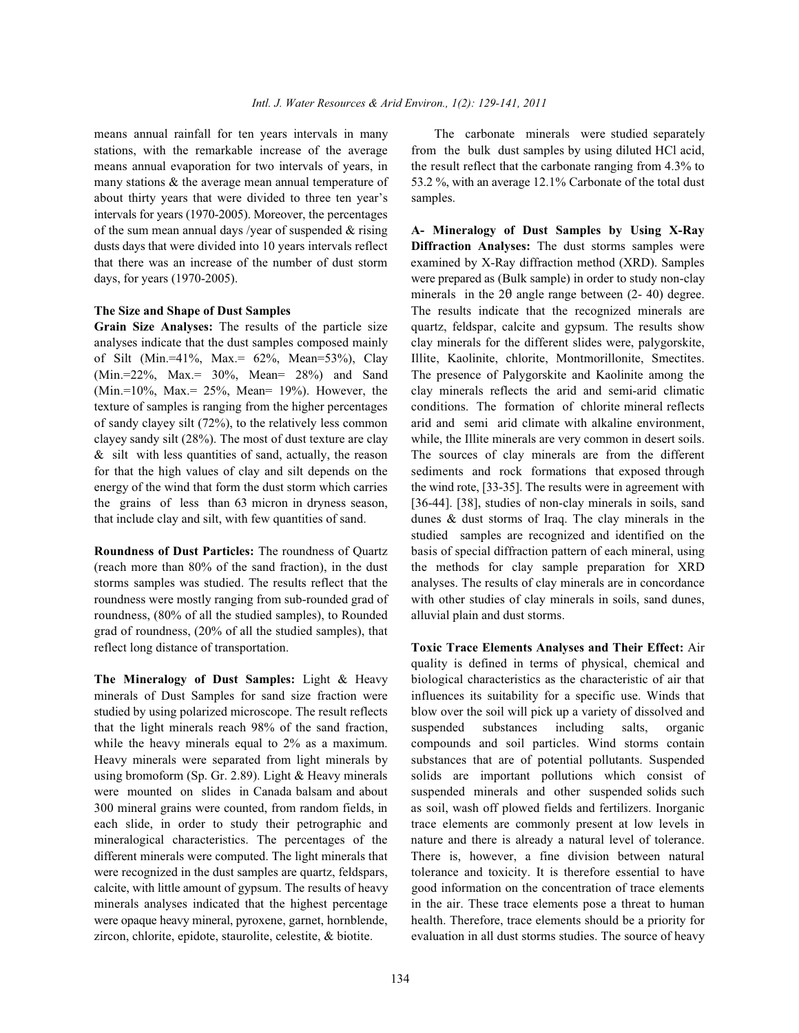means annual rainfall for ten years intervals in many stations, with the remarkable increase of the average means annual evaporation for two intervals of years, in many stations & the average mean annual temperature of about thirty years that were divided to three ten year's intervals for years (1970-2005). Moreover, the percentages of the sum mean annual days /year of suspended & rising dusts days that were divided into 10 years intervals reflect that there was an increase of the number of dust storm days, for years (1970-2005).

**The Size and Shape of Dust Samples**

**Grain Size Analyses:** The results of the particle size analyses indicate that the dust samples composed mainly of Silt (Min.=41%, Max.= 62%, Mean=53%), Clay (Min.=22%, Max.= 30%, Mean= 28%) and Sand (Min.=10%, Max.= 25%, Mean= 19%). However, the texture of samples is ranging from the higher percentages of sandy clayey silt (72%), to the relatively less common clayey sandy silt (28%). The most of dust texture are clay & silt with less quantities of sand, actually, the reason for that the high values of clay and silt depends on the energy of the wind that form the dust storm which carries the grains of less than 63 micron in dryness season, that include clay and silt, with few quantities of sand.

**Roundness of Dust Particles:** The roundness of Quartz (reach more than 80% of the sand fraction), in the dust storms samples was studied. The results reflect that the roundness were mostly ranging from sub-rounded grad of roundness, (80% of all the studied samples), to Rounded grad of roundness, (20% of all the studied samples), that reflect long distance of transportation.

**The Mineralogy of Dust Samples:** Light & Heavy minerals of Dust Samples for sand size fraction were studied by using polarized microscope. The result reflects that the light minerals reach 98% of the sand fraction, while the heavy minerals equal to 2% as a maximum. Heavy minerals were separated from light minerals by using bromoform (Sp. Gr. 2.89). Light & Heavy minerals were mounted on slides in Canada balsam and about 300 mineral grains were counted, from random fields, in each slide, in order to study their petrographic and mineralogical characteristics. The percentages of the different minerals were computed. The light minerals that were recognized in the dust samples are quartz, feldspars, calcite, with little amount of gypsum. The results of heavy minerals analyses indicated that the highest percentage were opaque heavy mineral, pyroxene, garnet, hornblende, zircon, chlorite, epidote, staurolite, celestite, & biotite.

The carbonate minerals were studied separately from the bulk dust samples by using diluted HCl acid, the result reflect that the carbonate ranging from 4.3% to 53.2 %, with an average 12.1% Carbonate of the total dust samples.

**A- Mineralogy of Dust Samples by Using X-Ray Diffraction Analyses:** The dust storms samples were examined by X-Ray diffraction method (XRD). Samples were prepared as (Bulk sample) in order to study non-clay minerals in the 2θ angle range between (2- 40) degree. The results indicate that the recognized minerals are quartz, feldspar, calcite and gypsum. The results show clay minerals for the different slides were, palygorskite, Illite, Kaolinite, chlorite, Montmorillonite, Smectites. The presence of Palygorskite and Kaolinite among the clay minerals reflects the arid and semi-arid climatic conditions. The formation of chlorite mineral reflects arid and semi arid climate with alkaline environment, while, the Illite minerals are very common in desert soils. The sources of clay minerals are from the different sediments and rock formations that exposed through the wind rote, [33-35]. The results were in agreement with [36-44]. [38], studies of non-clay minerals in soils, sand dunes & dust storms of Iraq. The clay minerals in the studied samples are recognized and identified on the basis of special diffraction pattern of each mineral, using the methods for clay sample preparation for XRD analyses. The results of clay minerals are in concordance with other studies of clay minerals in soils, sand dunes, alluvial plain and dust storms.

**Toxic Trace Elements Analyses and Their Effect:** Air quality is defined in terms of physical, chemical and biological characteristics as the characteristic of air that influences its suitability for a specific use. Winds that blow over the soil will pick up a variety of dissolved and suspended substances including salts, organic compounds and soil particles. Wind storms contain substances that are of potential pollutants. Suspended solids are important pollutions which consist of suspended minerals and other suspended solids such as soil, wash off plowed fields and fertilizers. Inorganic trace elements are commonly present at low levels in nature and there is already a natural level of tolerance. There is, however, a fine division between natural tolerance and toxicity. It is therefore essential to have good information on the concentration of trace elements in the air. These trace elements pose a threat to human health. Therefore, trace elements should be a priority for evaluation in all dust storms studies. The source of heavy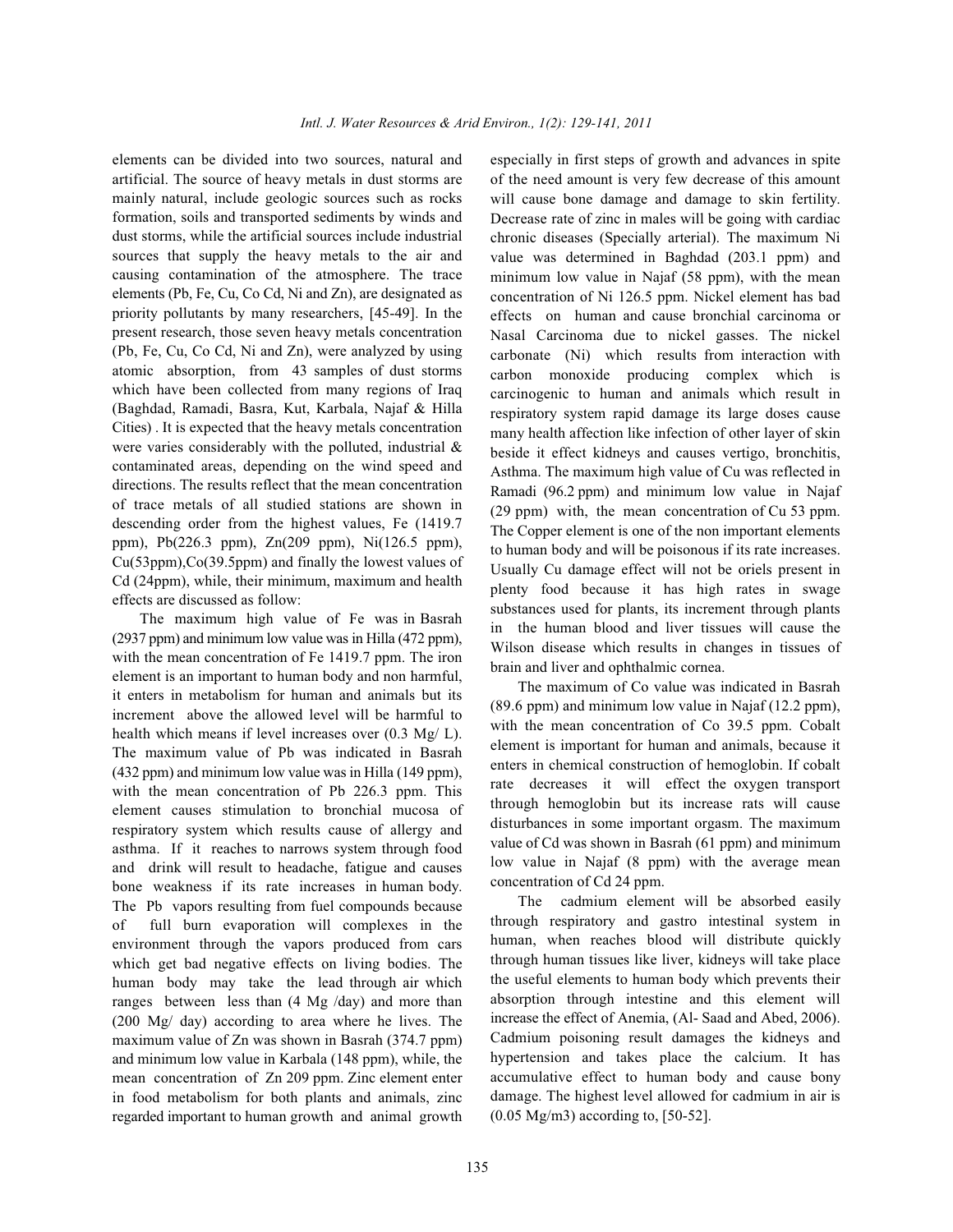elements can be divided into two sources, natural and artificial. The source of heavy metals in dust storms are mainly natural, include geologic sources such as rocks formation, soils and transported sediments by winds and dust storms, while the artificial sources include industrial sources that supply the heavy metals to the air and causing contamination of the atmosphere. The trace elements (Pb, Fe, Cu, Co Cd, Ni and Zn), are designated as priority pollutants by many researchers, [45-49]. In the present research, those seven heavy metals concentration (Pb, Fe, Cu, Co Cd, Ni and Zn), were analyzed by using atomic absorption, from 43 samples of dust storms which have been collected from many regions of Iraq (Baghdad, Ramadi, Basra, Kut, Karbala, Najaf & Hilla Cities) . It is expected that the heavy metals concentration were varies considerably with the polluted, industrial & contaminated areas, depending on the wind speed and directions. The results reflect that the mean concentration of trace metals of all studied stations are shown in descending order from the highest values, Fe (1419.7 ppm), Pb(226.3 ppm), Zn(209 ppm), Ni(126.5 ppm), Cu(53ppm),Co(39.5ppm) and finally the lowest values of Cd (24ppm), while, their minimum, maximum and health effects are discussed as follow:

The maximum high value of Fe was in Basrah (2937 ppm) and minimum low value was in Hilla (472 ppm), with the mean concentration of Fe 1419.7 ppm. The iron element is an important to human body and non harmful, it enters in metabolism for human and animals but its increment above the allowed level will be harmful to health which means if level increases over (0.3 Mg/ L). The maximum value of Pb was indicated in Basrah (432 ppm) and minimum low value was in Hilla (149 ppm), with the mean concentration of Pb 226.3 ppm. This element causes stimulation to bronchial mucosa of respiratory system which results cause of allergy and asthma. If it reaches to narrows system through food and drink will result to headache, fatigue and causes bone weakness if its rate increases in human body. The Pb vapors resulting from fuel compounds because of full burn evaporation will complexes in the environment through the vapors produced from cars which get bad negative effects on living bodies. The human body may take the lead through air which ranges between less than (4 Mg /day) and more than (200 Mg/ day) according to area where he lives. The maximum value of Zn was shown in Basrah (374.7 ppm) and minimum low value in Karbala (148 ppm), while, the mean concentration of Zn 209 ppm. Zinc element enter in food metabolism for both plants and animals, zinc regarded important to human growth and animal growth especially in first steps of growth and advances in spite of the need amount is very few decrease of this amount will cause bone damage and damage to skin fertility. Decrease rate of zinc in males will be going with cardiac chronic diseases (Specially arterial). The maximum Ni value was determined in Baghdad (203.1 ppm) and minimum low value in Najaf (58 ppm), with the mean concentration of Ni 126.5 ppm. Nickel element has bad effects on human and cause bronchial carcinoma or Nasal Carcinoma due to nickel gasses. The nickel carbonate (Ni) which results from interaction with carbon monoxide producing complex which is carcinogenic to human and animals which result in respiratory system rapid damage its large doses cause many health affection like infection of other layer of skin beside it effect kidneys and causes vertigo, bronchitis, Asthma. The maximum high value of Cu was reflected in Ramadi (96.2 ppm) and minimum low value in Najaf (29 ppm) with, the mean concentration of Cu 53 ppm. The Copper element is one of the non important elements to human body and will be poisonous if its rate increases. Usually Cu damage effect will not be oriels present in plenty food because it has high rates in swage substances used for plants, its increment through plants in the human blood and liver tissues will cause the Wilson disease which results in changes in tissues of brain and liver and ophthalmic cornea.

The maximum of Co value was indicated in Basrah (89.6 ppm) and minimum low value in Najaf (12.2 ppm), with the mean concentration of Co 39.5 ppm. Cobalt element is important for human and animals, because it enters in chemical construction of hemoglobin. If cobalt rate decreases it will effect the oxygen transport through hemoglobin but its increase rats will cause disturbances in some important orgasm. The maximum value of Cd was shown in Basrah (61 ppm) and minimum low value in Najaf (8 ppm) with the average mean concentration of Cd 24 ppm.

The cadmium element will be absorbed easily through respiratory and gastro intestinal system in human, when reaches blood will distribute quickly through human tissues like liver, kidneys will take place the useful elements to human body which prevents their absorption through intestine and this element will increase the effect of Anemia, (Al- Saad and Abed, 2006). Cadmium poisoning result damages the kidneys and hypertension and takes place the calcium. It has accumulative effect to human body and cause bony damage. The highest level allowed for cadmium in air is (0.05 Mg/m3) according to, [50-52].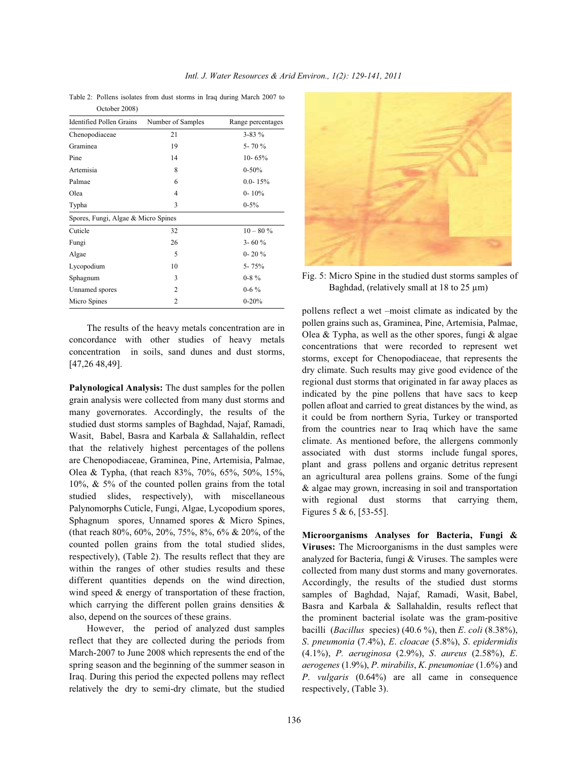Table 2: Pollens isolates from dust storms in Iraq during March 2007 to October 2008)

| Identified Pollen Grains | Number of Samples | Range percentages |
|---|---|---|
| Chenopodiaceae | 21 | 3-83 % |
| Graminea | 19 | 5- 70 % |
| Pine | 14 | 10- 65% |
| Artemisia | 8 | 0-50% |
| Palmae | 6 | 0.0- 15% |
| Olea | 4 | 0- 10% |
| Typha | 3 | 0-5% |
| Spores, Fungi, Algae & Micro Spines | | |
| Cuticle | 32 | 10 – 80 % |
| Fungi | 26 | 3- 60 % |
| Algae | 5 | 0- 20 % |
| Lycopodium | 10 | 5- 75% |
| Sphagnum | 3 | 0-8 % |
| Unnamed spores | 2 | 0-6 % |
| Micro Spines | 2 | 0-20% |

The results of the heavy metals concentration are in concordance with other studies of heavy metals concentration in soils, sand dunes and dust storms, [47,26 48,49].

**Palynological Analysis:** The dust samples for the pollen grain analysis were collected from many dust storms and many governorates. Accordingly, the results of the studied dust storms samples of Baghdad, Najaf, Ramadi, Wasit, Babel, Basra and Karbala & Sallahaldin, reflect that the relatively highest percentages of the pollens are Chenopodiaceae, Graminea, Pine, Artemisia, Palmae, Olea & Typha, (that reach 83%, 70%, 65%, 50%, 15%, 10%, & 5% of the counted pollen grains from the total studied slides, respectively), with miscellaneous Palynomorphs Cuticle, Fungi, Algae, Lycopodium spores, Sphagnum spores, Unnamed spores & Micro Spines, (that reach 80%, 60%, 20%, 75%, 8%, 6% & 20%, of the counted pollen grains from the total studied slides, respectively), (Table 2). The results reflect that they are within the ranges of other studies results and these different quantities depends on the wind direction, wind speed & energy of transportation of these fraction, which carrying the different pollen grains densities & also, depend on the sources of these grains.

However, the period of analyzed dust samples reflect that they are collected during the periods from March-2007 to June 2008 which represents the end of the spring season and the beginning of the summer season in Iraq. During this period the expected pollens may reflect relatively the dry to semi-dry climate, but the studied pollens reflect a wet –moist climate as indicated by the pollen grains such as, Graminea, Pine, Artemisia, Palmae, Olea & Typha, as well as the other spores, fungi & algae concentrations that were recorded to represent wet storms, except for Chenopodiaceae, that represents the dry climate. Such results may give good evidence of the regional dust storms that originated in far away places as indicated by the pine pollens that have sacs to keep pollen afloat and carried to great distances by the wind, as it could be from northern Syria, Turkey or transported from the countries near to Iraq which have the same climate. As mentioned before, the allergens commonly associated with dust storms include fungal spores, plant and grass pollens and organic detritus represent an agricultural area pollens grains. Some of the fungi & algae may grown, increasing in soil and transportation with regional dust storms that carrying them, Figures 5 & 6, [53-55].

Fig. 5: Micro Spine in the studied dust storms samples of Baghdad, (relatively small at 18 to 25 µm)

**Microorganisms Analyses for Bacteria, Fungi & Viruses:** The Microorganisms in the dust samples were analyzed for Bacteria, fungi & Viruses. The samples were collected from many dust storms and many governorates. Accordingly, the results of the studied dust storms samples of Baghdad, Najaf, Ramadi, Wasit, Babel, Basra and Karbala & Sallahaldin, results reflect that the prominent bacterial isolate was the gram-positive bacilli (*Bacillus* species) (40.6 %), then *E. coli* (8.38%), *S. pneumonia* (7.4%), *E. cloacae* (5.8%), *S. epidermidis* (4.1%), *P. aeruginosa* (2.9%), *S. aureus* (2.58%), *E. aerogenes* (1.9%), *P. mirabilis*, *K. pneumoniae* (1.6%) and *P. vulgaris* (0.64%) are all came in consequence respectively, (Table 3).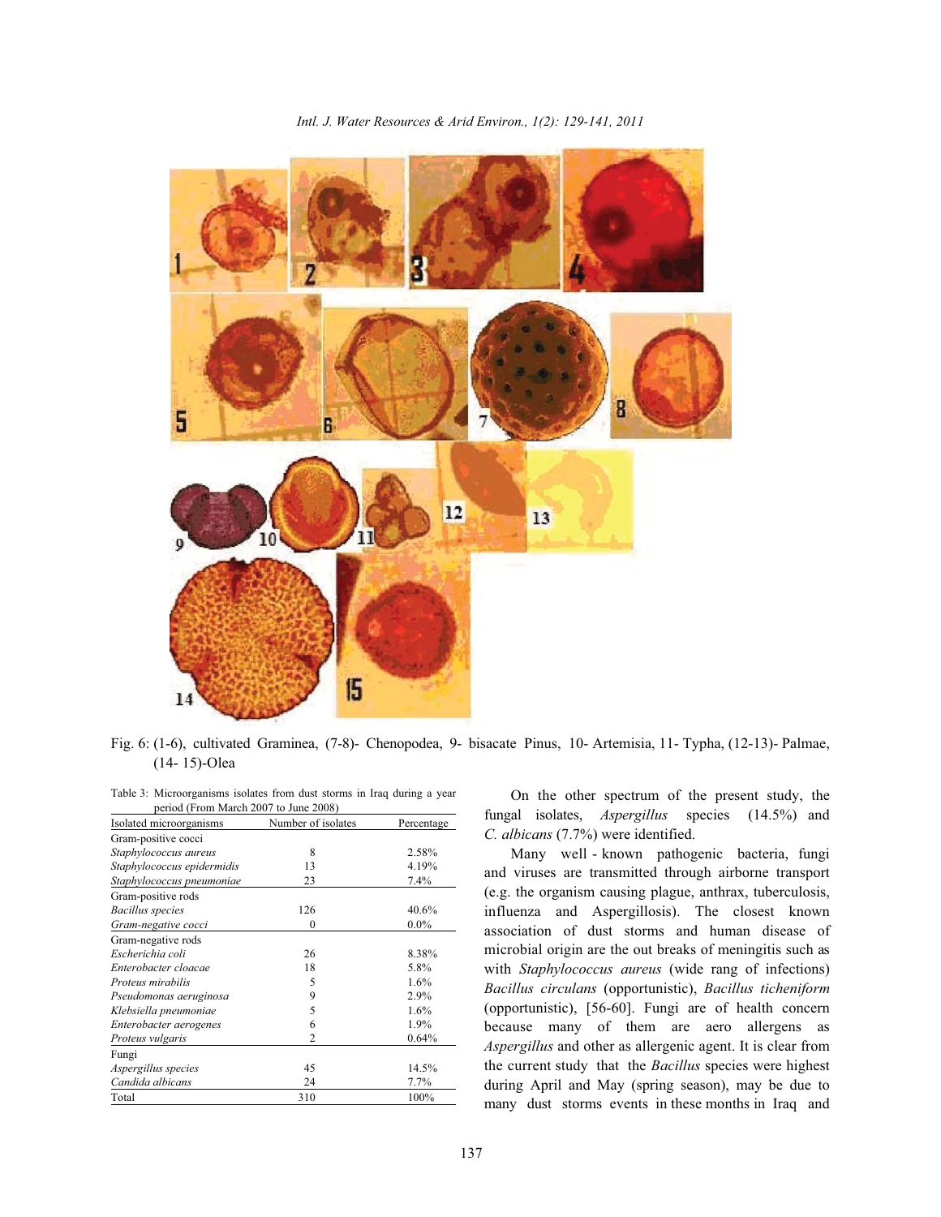Fig. 6: (1-6), cultivated Graminea, (7-8)- Chenopodea, 9- bisacate Pinus, 10- Artemisia, 11- Typha, (12-13)- Palmae, (14- 15)-Olea

Table 3: Microorganisms isolates from dust storms in Iraq during a year period (From March 2007 to June 2008)

| Isolated microorganisms | Number of isolates | Percentage |
|---|---|---|
| Gram-positive cocci | | |
| *Staphylococcus aureus* | 8 | 2.58% |
| *Staphylococcus epidermidis* | 13 | 4.19% |
| *Staphylococcus pneumoniae* | 23 | 7.4% |
| Gram-positive rods | | |
| *Bacillus species* | 126 | 40.6% |
| *Gram-negative cocci* | 0 | 0.0% |
| Gram-negative rods | | |
| *Escherichia coli* | 26 | 8.38% |
| *Enterobacter cloacae* | 18 | 5.8% |
| *Proteus mirabilis* | 5 | 1.6% |
| *Pseudomonas aeruginosa* | 9 | 2.9% |
| *Klebsiella pneumoniae* | 5 | 1.6% |
| *Enterobacter aerogenes* | 6 | 1.9% |
| *Proteus vulgaris* | 2 | 0.64% |
| Fungi | | |
| *Aspergillus species* | 45 | 14.5% |
| *Candida albicans* | 24 | 7.7% |
| Total | 310 | 100% |

On the other spectrum of the present study, the fungal isolates, *Aspergillus* species (14.5%) and *C. albicans* (7.7%) were identified.

Many well - known pathogenic bacteria, fungi and viruses are transmitted through airborne transport (e.g. the organism causing plague, anthrax, tuberculosis, influenza and Aspergillosis). The closest known association of dust storms and human disease of microbial origin are the out breaks of meningitis such as with *Staphylococcus aureus* (wide rang of infections) *Bacillus circulans* (opportunistic), *Bacillus ticheniform* (opportunistic), [56-60]. Fungi are of health concern because many of them are aero allergens as *Aspergillus* and other as allergenic agent. It is clear from the current study that the *Bacillus* species were highest during April and May (spring season), may be due to many dust storms events in these months in Iraq and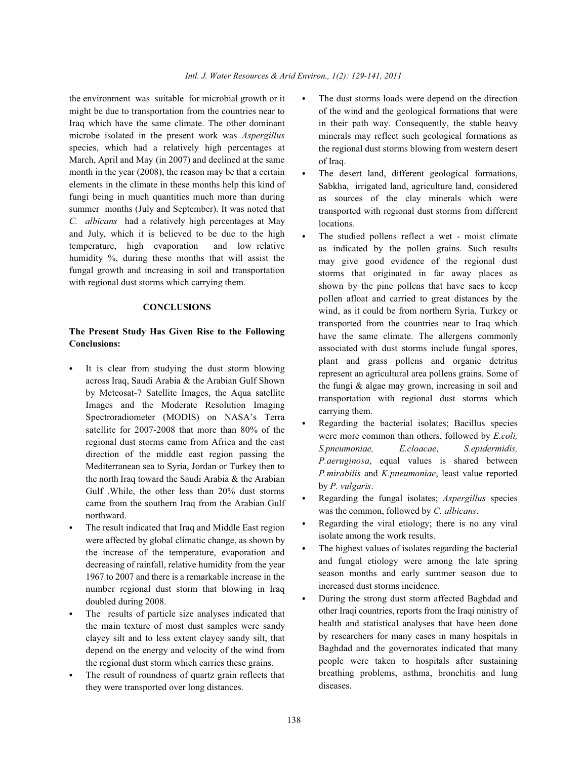the environment was suitable for microbial growth or it might be due to transportation from the countries near to Iraq which have the same climate. The other dominant microbe isolated in the present work was *Aspergillus* species, which had a relatively high percentages at March, April and May (in 2007) and declined at the same month in the year (2008), the reason may be that a certain elements in the climate in these months help this kind of fungi being in much quantities much more than during summer months (July and September). It was noted that *C. albicans* had a relatively high percentages at May and July, which it is believed to be due to the high temperature, high evaporation and low relative humidity %, during these months that will assist the fungal growth and increasing in soil and transportation with regional dust storms which carrying them.

## CONCLUSIONS

### The Present Study Has Given Rise to the Following Conclusions:

- It is clear from studying the dust storm blowing across Iraq, Saudi Arabia & the Arabian Gulf Shown by Meteosat-7 Satellite Images, the Aqua satellite Images and the Moderate Resolution Imaging Spectroradiometer (MODIS) on NASA's Terra satellite for 2007-2008 that more than 80% of the regional dust storms came from Africa and the east direction of the middle east region passing the Mediterranean sea to Syria, Jordan or Turkey then to the north Iraq toward the Saudi Arabia & the Arabian Gulf .While, the other less than 20% dust storms came from the southern Iraq from the Arabian Gulf northward.
- The result indicated that Iraq and Middle East region were affected by global climatic change, as shown by the increase of the temperature, evaporation and decreasing of rainfall, relative humidity from the year 1967 to 2007 and there is a remarkable increase in the number regional dust storm that blowing in Iraq doubled during 2008.
- The results of particle size analyses indicated that the main texture of most dust samples were sandy clayey silt and to less extent clayey sandy silt, that depend on the energy and velocity of the wind from the regional dust storm which carries these grains.
- The result of roundness of quartz grain reflects that they were transported over long distances.
- The dust storms loads were depend on the direction of the wind and the geological formations that were in their path way. Consequently, the stable heavy minerals may reflect such geological formations as the regional dust storms blowing from western desert of Iraq.
- The desert land, different geological formations, Sabkha, irrigated land, agriculture land, considered as sources of the clay minerals which were transported with regional dust storms from different locations.
- The studied pollens reflect a wet - moist climate as indicated by the pollen grains. Such results may give good evidence of the regional dust storms that originated in far away places as shown by the pine pollens that have sacs to keep pollen afloat and carried to great distances by the wind, as it could be from northern Syria, Turkey or transported from the countries near to Iraq which have the same climate. The allergens commonly associated with dust storms include fungal spores, plant and grass pollens and organic detritus represent an agricultural area pollens grains. Some of the fungi & algae may grown, increasing in soil and transportation with regional dust storms which carrying them.
- Regarding the bacterial isolates; Bacillus species were more common than others, followed by *E.coli, S.pneumoniae, E.cloacae*, *S.epidermidis, P.aeruginosa*, equal values is shared between *P.mirabilis* and *K.pneumoniae*, least value reported by *P. vulgaris*.
- Regarding the fungal isolates; *Aspergillus* species was the common, followed by *C. albicans*.
- Regarding the viral etiology; there is no any viral isolate among the work results.
- The highest values of isolates regarding the bacterial and fungal etiology were among the late spring season months and early summer season due to increased dust storms incidence.
- During the strong dust storm affected Baghdad and other Iraqi countries, reports from the Iraqi ministry of health and statistical analyses that have been done by researchers for many cases in many hospitals in Baghdad and the governorates indicated that many people were taken to hospitals after sustaining breathing problems, asthma, bronchitis and lung diseases.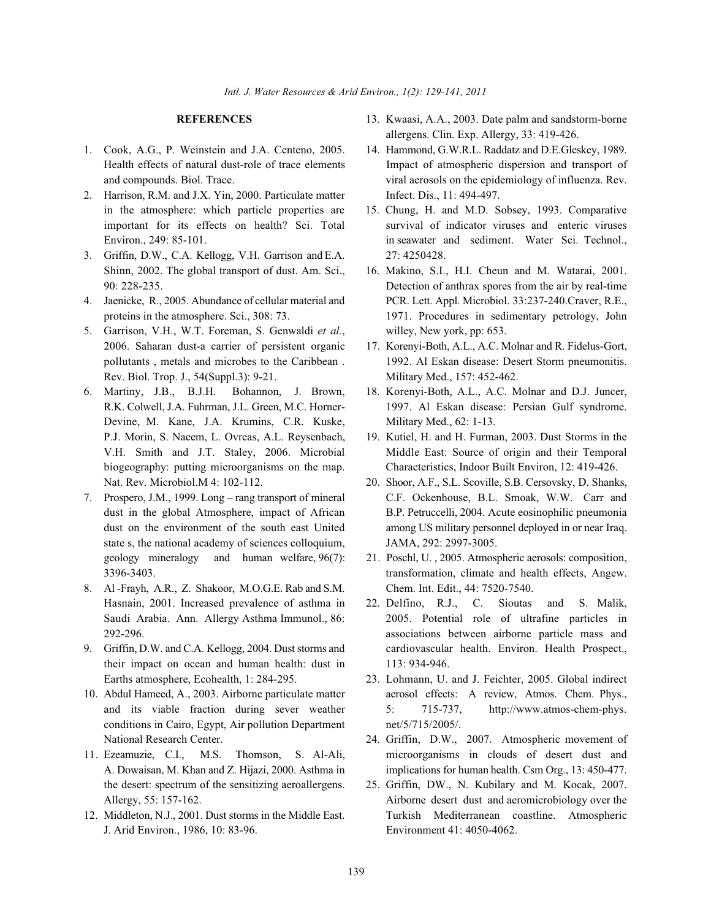## REFERENCES

1. Cook, A.G., P. Weinstein and J.A. Centeno, 2005. Health effects of natural dust-role of trace elements and compounds. Biol. Trace.
2. Harrison, R.M. and J.X. Yin, 2000. Particulate matter in the atmosphere: which particle properties are important for its effects on health? Sci. Total Environ., 249: 85-101.
3. Griffin, D.W., C.A. Kellogg, V.H. Garrison and E.A. Shinn, 2002. The global transport of dust. Am. Sci., 90: 228-235.
4. Jaenicke, R., 2005. Abundance of cellular material and proteins in the atmosphere. Sci., 308: 73.
5. Garrison, V.H., W.T. Foreman, S. Genwaldi *et al.*, 2006. Saharan dust-a carrier of persistent organic pollutants , metals and microbes to the Caribbean . Rev. Biol. Trop. J., 54(Suppl.3): 9-21.
6. Martiny, J.B., B.J.H. Bohannon, J. Brown, R.K. Colwell, J.A. Fuhrman, J.L. Green, M.C. Horner-Devine, M. Kane, J.A. Krumins, C.R. Kuske, P.J. Morin, S. Naeem, L. Ovreas, A.L. Reysenbach, V.H. Smith and J.T. Staley, 2006. Microbial biogeography: putting microorganisms on the map. Nat. Rev. Microbiol.M 4: 102-112.
7. Prospero, J.M., 1999. Long – rang transport of mineral dust in the global Atmosphere, impact of African dust on the environment of the south east United state s, the national academy of sciences colloquium, geology mineralogy and human welfare, 96(7): 3396-3403.
8. Al -Frayh, A.R., Z. Shakoor, M.O.G.E. Rab and S.M. Hasnain, 2001. Increased prevalence of asthma in Saudi Arabia. Ann. Allergy Asthma Immunol., 86: 292-296.
9. Griffin, D.W. and C.A. Kellogg, 2004. Dust storms and their impact on ocean and human health: dust in Earths atmosphere, Ecohealth, 1: 284-295.
10. Abdul Hameed, A., 2003. Airborne particulate matter and its viable fraction during sever weather conditions in Cairo, Egypt, Air pollution Department National Research Center.
11. Ezeamuzie, C.I., M.S. Thomson, S. Al-Ali, A. Dowaisan, M. Khan and Z. Hijazi, 2000. Asthma in the desert: spectrum of the sensitizing aeroallergens. Allergy, 55: 157-162.
12. Middleton, N.J., 2001. Dust storms in the Middle East. J. Arid Environ., 1986, 10: 83-96.
13. Kwaasi, A.A., 2003. Date palm and sandstorm-borne allergens. Clin. Exp. Allergy, 33: 419-426.
14. Hammond, G.W.R.L. Raddatz and D.E.Gleskey, 1989. Impact of atmospheric dispersion and transport of viral aerosols on the epidemiology of influenza. Rev. Infect. Dis., 11: 494-497.
15. Chung, H. and M.D. Sobsey, 1993. Comparative survival of indicator viruses and enteric viruses in seawater and sediment. Water Sci. Technol., 27: 4250428.
16. Makino, S.I., H.I. Cheun and M. Watarai, 2001. Detection of anthrax spores from the air by real-time PCR. Lett. Appl. Microbiol. 33:237-240.Craver, R.E., 1971. Procedures in sedimentary petrology, John willey, New york, pp: 653.
17. Korenyi-Both, A.L., A.C. Molnar and R. Fidelus-Gort, 1992. Al Eskan disease: Desert Storm pneumonitis. Military Med., 157: 452-462.
18. Korenyi-Both, A.L., A.C. Molnar and D.J. Juncer, 1997. Al Eskan disease: Persian Gulf syndrome. Military Med., 62: 1-13.
19. Kutiel, H. and H. Furman, 2003. Dust Storms in the Middle East: Source of origin and their Temporal Characteristics, Indoor Built Environ, 12: 419-426.
20. Shoor, A.F., S.L. Scoville, S.B. Cersovsky, D. Shanks, C.F. Ockenhouse, B.L. Smoak, W.W. Carr and B.P. Petruccelli, 2004. Acute eosinophilic pneumonia among US military personnel deployed in or near Iraq. JAMA, 292: 2997-3005.
21. Poschl, U. , 2005. Atmospheric aerosols: composition, transformation, climate and health effects, Angew. Chem. Int. Edit., 44: 7520-7540.
22. Delfino, R.J., C. Sioutas and S. Malik, 2005. Potential role of ultrafine particles in associations between airborne particle mass and cardiovascular health. Environ. Health Prospect., 113: 934-946.
23. Lohmann, U. and J. Feichter, 2005. Global indirect aerosol effects: A review, Atmos. Chem. Phys., 5: 715-737, http://www.atmos-chem-phys.net/5/715/2005/.
24. Griffin, D.W., 2007. Atmospheric movement of microorganisms in clouds of desert dust and implications for human health. Csm Org., 13: 450-477.
25. Griffin, DW., N. Kubilary and M. Kocak, 2007. Airborne desert dust and aeromicrobiology over the Turkish Mediterranean coastline. Atmospheric Environment 41: 4050-4062.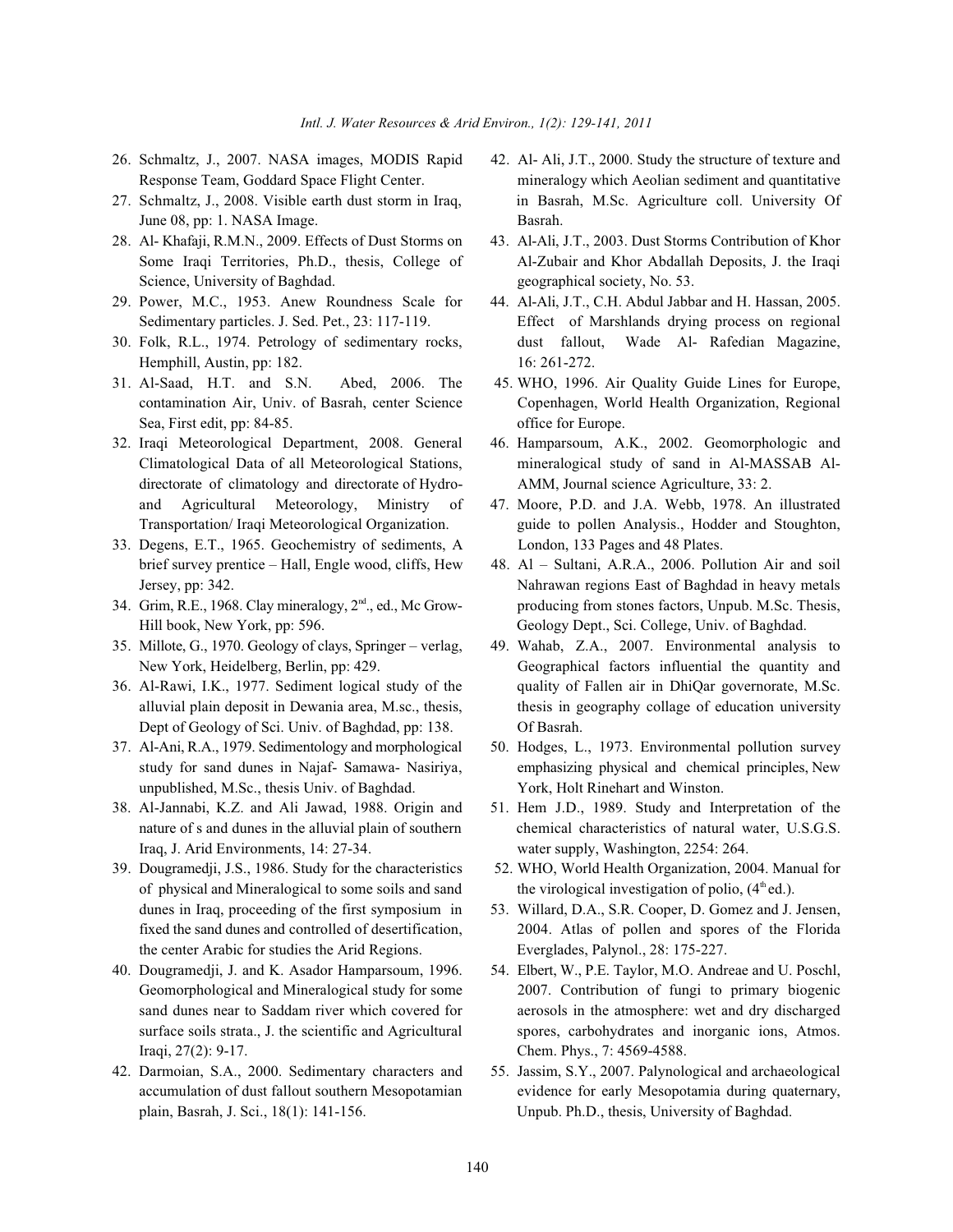26. Schmaltz, J., 2007. NASA images, MODIS Rapid Response Team, Goddard Space Flight Center.
27. Schmaltz, J., 2008. Visible earth dust storm in Iraq, June 08, pp: 1. NASA Image.
28. Al- Khafaji, R.M.N., 2009. Effects of Dust Storms on Some Iraqi Territories, Ph.D., thesis, College of Science, University of Baghdad.
29. Power, M.C., 1953. Anew Roundness Scale for Sedimentary particles. J. Sed. Pet., 23: 117-119.
30. Folk, R.L., 1974. Petrology of sedimentary rocks, Hemphill, Austin, pp: 182.
31. Al-Saad, H.T. and S.N. Abed, 2006. The contamination Air, Univ. of Basrah, center Science Sea, First edit, pp: 84-85.
32. Iraqi Meteorological Department, 2008. General Climatological Data of all Meteorological Stations, directorate of climatology and directorate of Hydro- and Agricultural Meteorology, Ministry of Transportation/ Iraqi Meteorological Organization.
33. Degens, E.T., 1965. Geochemistry of sediments, A brief survey prentice – Hall, Engle wood, cliffs, Hew Jersey, pp: 342.
34. Grim, R.E., 1968. Clay mineralogy, 2nd., ed., Mc Grow-Hill book, New York, pp: 596.
35. Millote, G., 1970. Geology of clays, Springer – verlag, New York, Heidelberg, Berlin, pp: 429.
36. Al-Rawi, I.K., 1977. Sediment logical study of the alluvial plain deposit in Dewania area, M.sc., thesis, Dept of Geology of Sci. Univ. of Baghdad, pp: 138.
37. Al-Ani, R.A., 1979. Sedimentology and morphological study for sand dunes in Najaf- Samawa- Nasiriya, unpublished, M.Sc., thesis Univ. of Baghdad.
38. Al-Jannabi, K.Z. and Ali Jawad, 1988. Origin and nature of s and dunes in the alluvial plain of southern Iraq, J. Arid Environments, 14: 27-34.
39. Dougramedji, J.S., 1986. Study for the characteristics of physical and Mineralogical to some soils and sand dunes in Iraq, proceeding of the first symposium in fixed the sand dunes and controlled of desertification, the center Arabic for studies the Arid Regions.
40. Dougramedji, J. and K. Asador Hamparsoum, 1996. Geomorphological and Mineralogical study for some sand dunes near to Saddam river which covered for surface soils strata., J. the scientific and Agricultural Iraqi, 27(2): 9-17.
42. Darmoian, S.A., 2000. Sedimentary characters and accumulation of dust fallout southern Mesopotamian plain, Basrah, J. Sci., 18(1): 141-156.
42. Al- Ali, J.T., 2000. Study the structure of texture and mineralogy which Aeolian sediment and quantitative in Basrah, M.Sc. Agriculture coll. University Of Basrah.
43. Al-Ali, J.T., 2003. Dust Storms Contribution of Khor Al-Zubair and Khor Abdallah Deposits, J. the Iraqi geographical society, No. 53.
44. Al-Ali, J.T., C.H. Abdul Jabbar and H. Hassan, 2005. Effect of Marshlands drying process on regional dust fallout, Wade Al- Rafedian Magazine, 16: 261-272.
45. WHO, 1996. Air Quality Guide Lines for Europe, Copenhagen, World Health Organization, Regional office for Europe.
46. Hamparsoum, A.K., 2002. Geomorphologic and mineralogical study of sand in Al-MASSAB Al-AMM, Journal science Agriculture, 33: 2.
47. Moore, P.D. and J.A. Webb, 1978. An illustrated guide to pollen Analysis., Hodder and Stoughton, London, 133 Pages and 48 Plates.
48. Al – Sultani, A.R.A., 2006. Pollution Air and soil Nahrawan regions East of Baghdad in heavy metals producing from stones factors, Unpub. M.Sc. Thesis, Geology Dept., Sci. College, Univ. of Baghdad.
49. Wahab, Z.A., 2007. Environmental analysis to Geographical factors influential the quantity and quality of Fallen air in DhiQar governorate, M.Sc. thesis in geography collage of education university Of Basrah.
50. Hodges, L., 1973. Environmental pollution survey emphasizing physical and chemical principles, New York, Holt Rinehart and Winston.
51. Hem J.D., 1989. Study and Interpretation of the chemical characteristics of natural water, U.S.G.S. water supply, Washington, 2254: 264.
52. WHO, World Health Organization, 2004. Manual for the virological investigation of polio, (4th ed.).
53. Willard, D.A., S.R. Cooper, D. Gomez and J. Jensen, 2004. Atlas of pollen and spores of the Florida Everglades, Palynol., 28: 175-227.
54. Elbert, W., P.E. Taylor, M.O. Andreae and U. Poschl, 2007. Contribution of fungi to primary biogenic aerosols in the atmosphere: wet and dry discharged spores, carbohydrates and inorganic ions, Atmos. Chem. Phys., 7: 4569-4588.
55. Jassim, S.Y., 2007. Palynological and archaeological evidence for early Mesopotamia during quaternary, Unpub. Ph.D., thesis, University of Baghdad.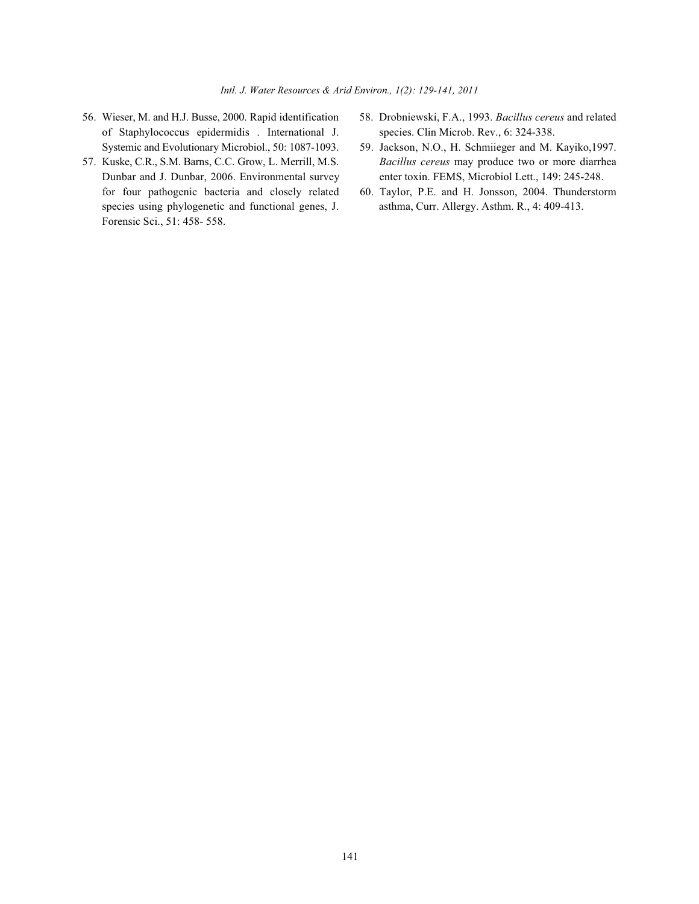56. Wieser, M. and H.J. Busse, 2000. Rapid identification of Staphylococcus epidermidis . International J. Systemic and Evolutionary Microbiol., 50: 1087-1093.
57. Kuske, C.R., S.M. Barns, C.C. Grow, L. Merrill, M.S. Dunbar and J. Dunbar, 2006. Environmental survey for four pathogenic bacteria and closely related species using phylogenetic and functional genes, J. Forensic Sci., 51: 458- 558.
58. Drobniewski, F.A., 1993. *Bacillus cereus* and related species. Clin Microb. Rev., 6: 324-338.
59. Jackson, N.O., H. Schmiieger and M. Kayiko,1997. *Bacillus cereus* may produce two or more diarrhea enter toxin. FEMS, Microbiol Lett., 149: 245-248.
60. Taylor, P.E. and H. Jonsson, 2004. Thunderstorm asthma, Curr. Allergy. Asthm. R., 4: 409-413.